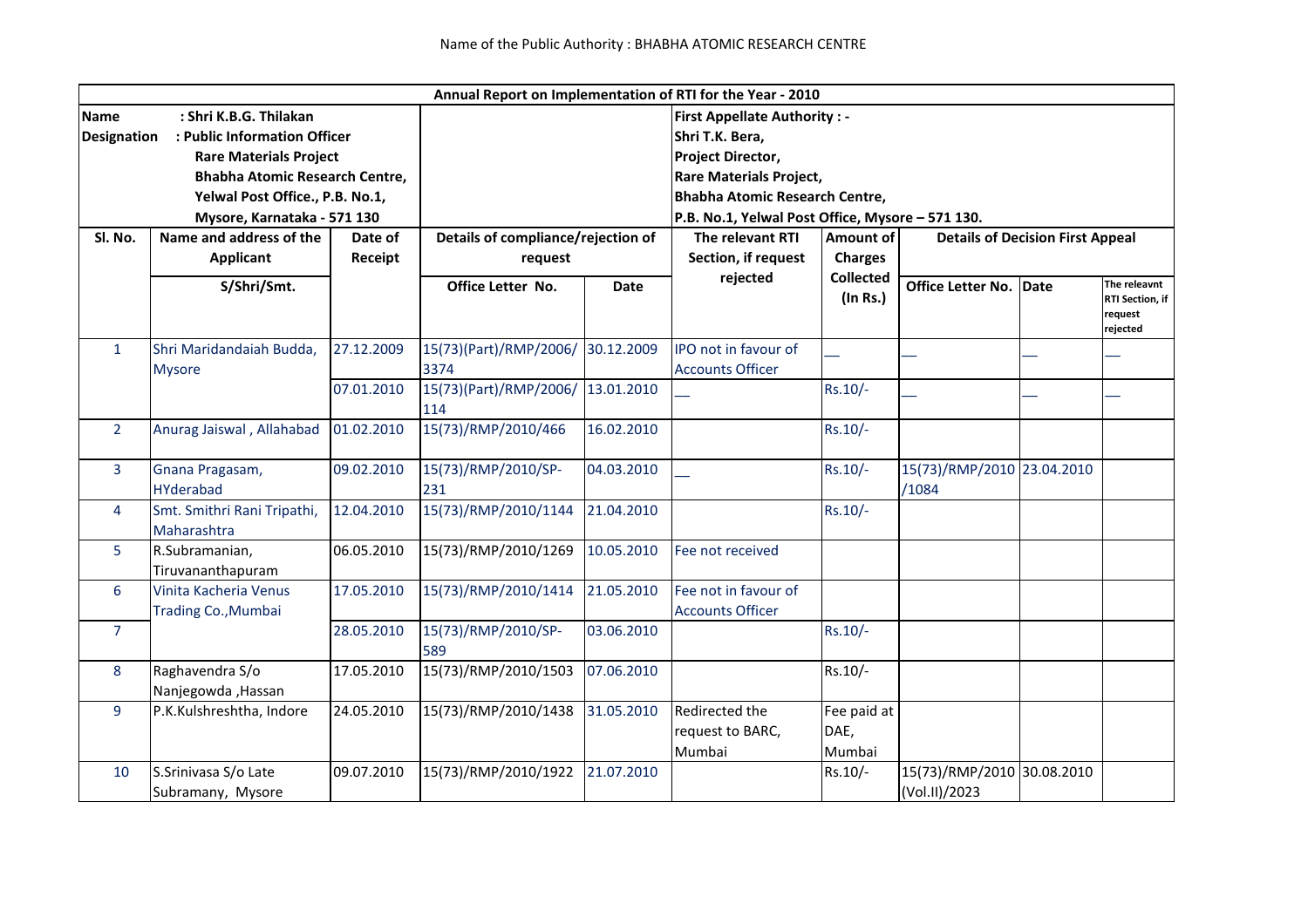Name of the Public Authority : BHABHA ATOMIC RESEARCH CENTRE

**Annual Report on Implementation of RTI for the Year - 2010**

**Name** : Shri K.B.G. Thilakan
**Designation** : Public Information Officer
Rare Materials Project
Bhabha Atomic Research Centre,
Yelwal Post Office., P.B. No.1,
Mysore, Karnataka - 571 130

**First Appellate Authority : -**
Shri T.K. Bera,
Project Director,
Rare Materials Project,
Bhabha Atomic Research Centre,
P.B. No.1, Yelwal Post Office, Mysore – 571 130.

| Sl. No. | Name and address of the Applicant | Date of Receipt | Details of compliance/rejection of request | | The relevant RTI Section, if request rejected | Amount of Charges Collected (In Rs.) | Details of Decision First Appeal | | |
|---|---|---|---|---|---|---|---|---|---|
| | S/Shri/Smt. | | Office Letter No. | Date | | | Office Letter No. | Date | The releavnt RTI Section, if request rejected |
| 1 | Shri Maridandaiah Budda, Mysore | 27.12.2009 | 15(73)(Part)/RMP/2006/3374 | 30.12.2009 | IPO not in favour of Accounts Officer | __ | __ | __ | __ |
| | | 07.01.2010 | 15(73)(Part)/RMP/2006/114 | 13.01.2010 | __ | Rs.10/- | __ | __ | __ |
| 2 | Anurag Jaiswal , Allahabad | 01.02.2010 | 15(73)/RMP/2010/466 | 16.02.2010 | | Rs.10/- | | | |
| 3 | Gnana Pragasam, HYderabad | 09.02.2010 | 15(73)/RMP/2010/SP-231 | 04.03.2010 | __ | Rs.10/- | 15(73)/RMP/2010/1084 | 23.04.2010 | |
| 4 | Smt. Smithri Rani Tripathi, Maharashtra | 12.04.2010 | 15(73)/RMP/2010/1144 | 21.04.2010 | | Rs.10/- | | | |
| 5 | R.Subramanian, Tiruvananthapuram | 06.05.2010 | 15(73)/RMP/2010/1269 | 10.05.2010 | Fee not received | | | | |
| 6 | Vinita Kacheria Venus Trading Co.,Mumbai | 17.05.2010 | 15(73)/RMP/2010/1414 | 21.05.2010 | Fee not in favour of Accounts Officer | | | | |
| 7 | | 28.05.2010 | 15(73)/RMP/2010/SP-589 | 03.06.2010 | | Rs.10/- | | | |
| 8 | Raghavendra S/o Nanjegowda ,Hassan | 17.05.2010 | 15(73)/RMP/2010/1503 | 07.06.2010 | | Rs.10/- | | | |
| 9 | P.K.Kulshreshtha, Indore | 24.05.2010 | 15(73)/RMP/2010/1438 | 31.05.2010 | Redirected the request to BARC, Mumbai | Fee paid at DAE, Mumbai | | | |
| 10 | S.Srinivasa S/o Late Subramany, Mysore | 09.07.2010 | 15(73)/RMP/2010/1922 | 21.07.2010 | | Rs.10/- | 15(73)/RMP/2010 (Vol.II)/2023 | 30.08.2010 | |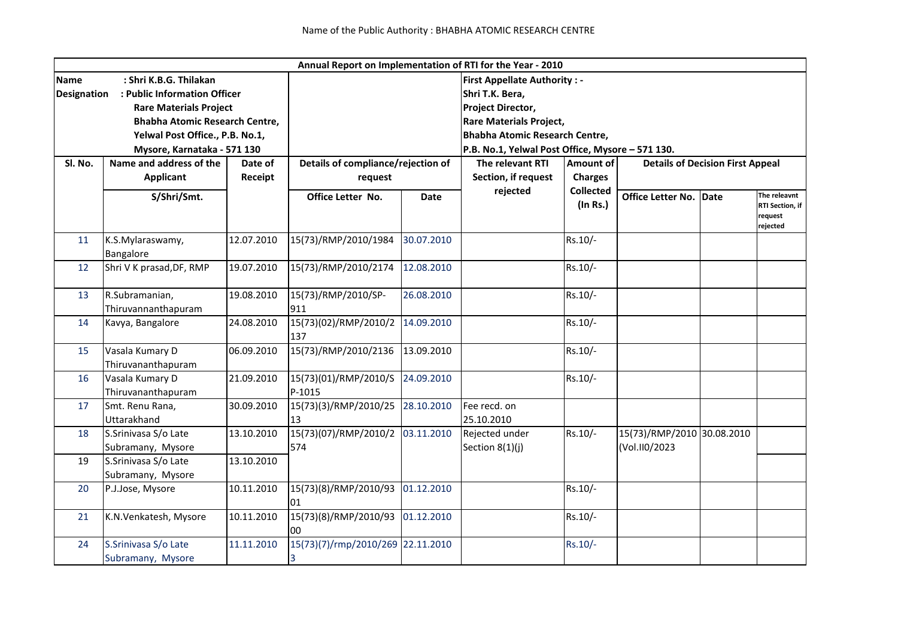Name of the Public Authority : BHABHA ATOMIC RESEARCH CENTRE

| Annual Report on Implementation of RTI for the Year - 2010 | | | | | | | | | |
|---|---|---|---|---|---|---|---|---|---|
| **Name** : Shri K.B.G. Thilakan<br>**Designation** : Public Information Officer<br>Rare Materials Project<br>Bhabha Atomic Research Centre,<br>Yelwal Post Office., P.B. No.1,<br>Mysore, Karnataka - 571 130 | | | | | **First Appellate Authority : -**<br>Shri T.K. Bera,<br>Project Director,<br>Rare Materials Project,<br>Bhabha Atomic Research Centre,<br>P.B. No.1, Yelwal Post Office, Mysore – 571 130. | | | | |
| **Sl. No.** | **Name and address of the Applicant** | **Date of Receipt** | **Details of compliance/rejection of request** | | **The relevant RTI Section, if request rejected** | **Amount of Charges Collected (In Rs.)** | **Details of Decision First Appeal** | | |
| | **S/Shri/Smt.** | | **Office Letter No.** | **Date** | | | **Office Letter No.** | **Date** | **The releavnt RTI Section, if request rejected** |
| 11 | K.S.Mylaraswamy, Bangalore | 12.07.2010 | 15(73)/RMP/2010/1984 | 30.07.2010 | | Rs.10/- | | | |
| 12 | Shri V K prasad,DF, RMP | 19.07.2010 | 15(73)/RMP/2010/2174 | 12.08.2010 | | Rs.10/- | | | |
| 13 | R.Subramanian, Thiruvannanthapuram | 19.08.2010 | 15(73)/RMP/2010/SP-911 | 26.08.2010 | | Rs.10/- | | | |
| 14 | Kavya, Bangalore | 24.08.2010 | 15(73)(02)/RMP/2010/2137 | 14.09.2010 | | Rs.10/- | | | |
| 15 | Vasala Kumary D Thiruvananthapuram | 06.09.2010 | 15(73)/RMP/2010/2136 | 13.09.2010 | | Rs.10/- | | | |
| 16 | Vasala Kumary D Thiruvananthapuram | 21.09.2010 | 15(73)(01)/RMP/2010/SP-1015 | 24.09.2010 | | Rs.10/- | | | |
| 17 | Smt. Renu Rana, Uttarakhand | 30.09.2010 | 15(73)(3)/RMP/2010/2513 | 28.10.2010 | Fee recd. on 25.10.2010 | | | | |
| 18 | S.Srinivasa S/o Late Subramany, Mysore | 13.10.2010 | 15(73)(07)/RMP/2010/2574 | 03.11.2010 | Rejected under Section 8(1)(j) | Rs.10/- | 15(73)/RMP/2010 (Vol.II0/2023 | 30.08.2010 | |
| 19 | S.Srinivasa S/o Late Subramany, Mysore | 13.10.2010 | | | | | | | |
| 20 | P.J.Jose, Mysore | 10.11.2010 | 15(73)(8)/RMP/2010/9301 | 01.12.2010 | | Rs.10/- | | | |
| 21 | K.N.Venkatesh, Mysore | 10.11.2010 | 15(73)(8)/RMP/2010/9300 | 01.12.2010 | | Rs.10/- | | | |
| 24 | S.Srinivasa S/o Late Subramany, Mysore | 11.11.2010 | 15(73)(7)/rmp/2010/2693 | 22.11.2010 | | Rs.10/- | | | |